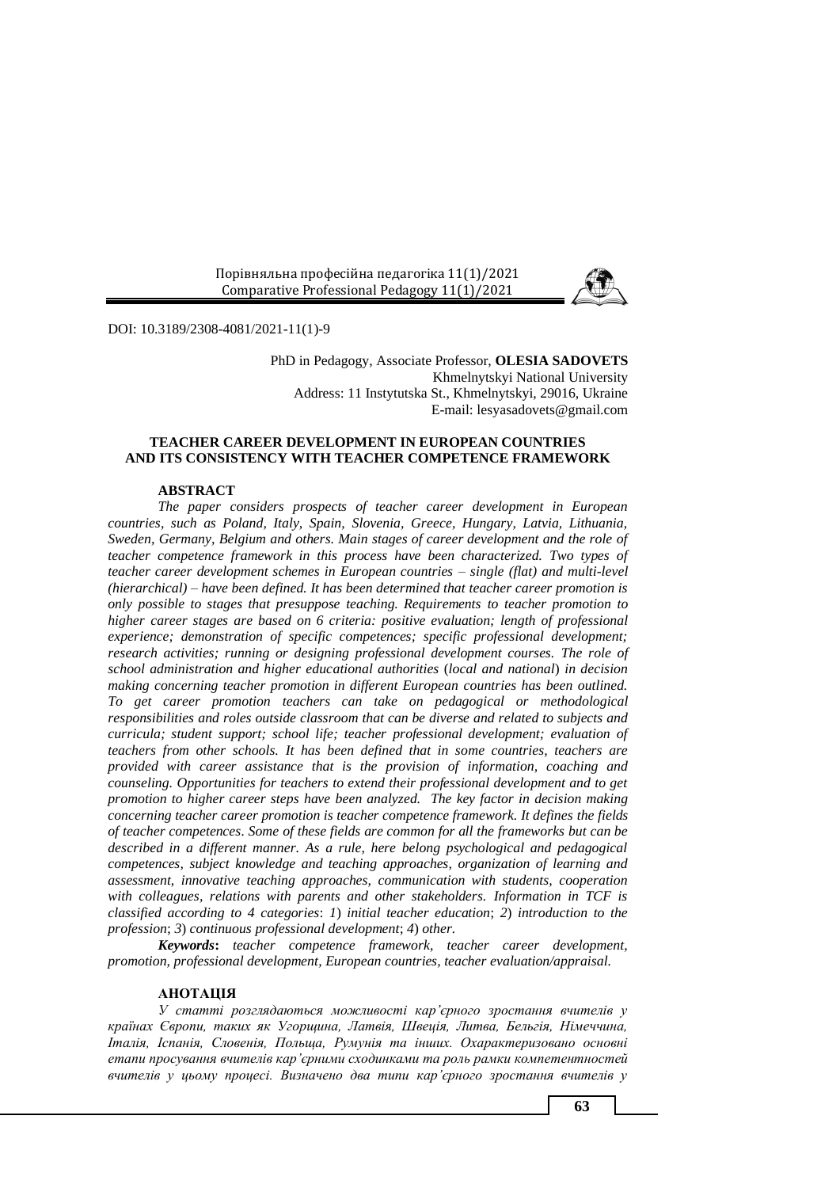DOI: 10.3189/2308-4081/2021-11(1)-9

PhD in Pedagogy, Associate Professor, **OLESIA SADOVETS**
Khmelnytskyi National University
Address: 11 Instytutska St., Khmelnytskyi, 29016, Ukraine
E-mail: lesyasadovets@gmail.com

# TEACHER CAREER DEVELOPMENT IN EUROPEAN COUNTRIES AND ITS CONSISTENCY WITH TEACHER COMPETENCE FRAMEWORK

## ABSTRACT

*The paper considers prospects of teacher career development in European countries, such as Poland, Italy, Spain, Slovenia, Greece, Hungary, Latvia, Lithuania, Sweden, Germany, Belgium and others. Main stages of career development and the role of teacher competence framework in this process have been characterized. Two types of teacher career development schemes in European countries – single (flat) and multi-level (hierarchical) – have been defined. It has been determined that teacher career promotion is only possible to stages that presuppose teaching. Requirements to teacher promotion to higher career stages are based on 6 criteria: positive evaluation; length of professional experience; demonstration of specific competences; specific professional development; research activities; running or designing professional development courses. The role of school administration and higher educational authorities (local and national) in decision making concerning teacher promotion in different European countries has been outlined. To get career promotion teachers can take on pedagogical or methodological responsibilities and roles outside classroom that can be diverse and related to subjects and curricula; student support; school life; teacher professional development; evaluation of teachers from other schools. It has been defined that in some countries, teachers are provided with career assistance that is the provision of information, coaching and counseling. Opportunities for teachers to extend their professional development and to get promotion to higher career steps have been analyzed. The key factor in decision making concerning teacher career promotion is teacher competence framework. It defines the fields of teacher competences. Some of these fields are common for all the frameworks but can be described in a different manner. As a rule, here belong psychological and pedagogical competences, subject knowledge and teaching approaches, organization of learning and assessment, innovative teaching approaches, communication with students, cooperation with colleagues, relations with parents and other stakeholders. Information in TCF is classified according to 4 categories: 1) initial teacher education; 2) introduction to the profession; 3) continuous professional development; 4) other.*

***Keywords*****:** *teacher competence framework, teacher career development, promotion, professional development, European countries, teacher evaluation/appraisal.*

## АНОТАЦІЯ

*У статті розглядаються можливості кар'єрного зростання вчителів у країнах Європи, таких як Угорщина, Латвія, Швеція, Литва, Бельгія, Німеччина, Італія, Іспанія, Словенія, Польща, Румунія та інших. Охарактеризовано основні етапи просування вчителів кар'єрними сходинками та роль рамки компетентностей вчителів у цьому процесі. Визначено два типи кар'єрного зростання вчителів у*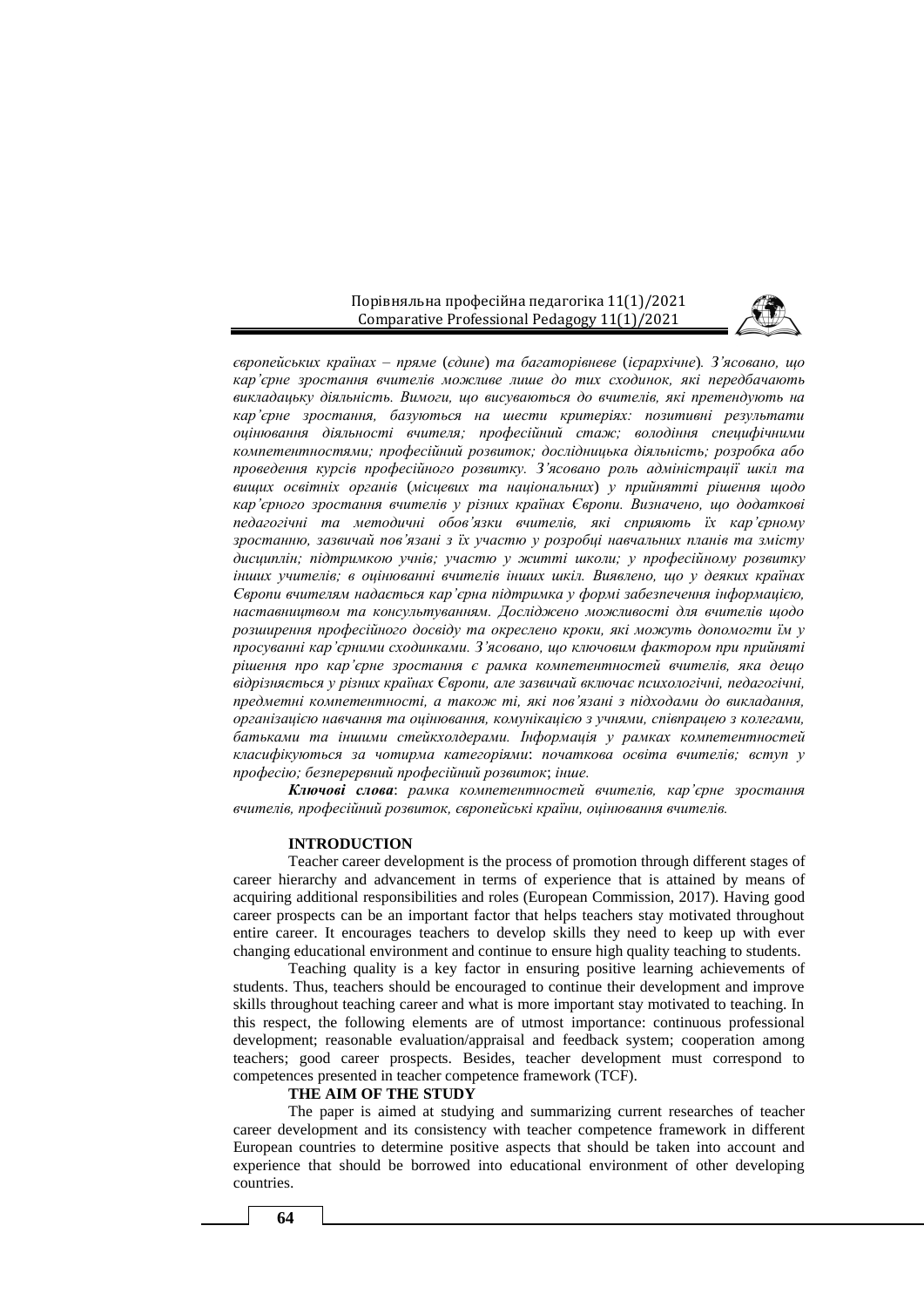*європейських країнах – пряме* (*єдине*) *та багаторівневе* (*ієрархічне*)*. З'ясовано, що кар'єрне зростання вчителів можливе лише до тих сходинок, які передбачають викладацьку діяльність. Вимоги, що висуваються до вчителів, які претендують на кар'єрне зростання, базуються на шести критеріях: позитивні результати оцінювання діяльності вчителя; професійний стаж; володіння специфічними компетентностями; професійний розвиток; дослідницька діяльність; розробка або проведення курсів професійного розвитку. З'ясовано роль адміністрації шкіл та вищих освітніх органів* (*місцевих та національних*) *у прийнятті рішення щодо кар'єрного зростання вчителів у різних країнах Європи. Визначено, що додаткові педагогічні та методичні обов'язки вчителів, які сприяють їх кар'єрному зростанню, зазвичай пов'язані з їх участю у розробці навчальних планів та змісту дисциплін; підтримкою учнів; участю у житті школи; у професійному розвитку інших учителів; в оцінюванні вчителів інших шкіл. Виявлено, що у деяких країнах Європи вчителям надається кар'єрна підтримка у формі забезпечення інформацією, наставництвом та консультуванням. Досліджено можливості для вчителів щодо розширення професійного досвіду та окреслено кроки, які можуть допомогти їм у просуванні кар'єрними сходинками. З'ясовано, що ключовим фактором при прийняті рішення про кар'єрне зростання є рамка компетентностей вчителів, яка дещо відрізняється у різних країнах Європи, але зазвичай включає психологічні, педагогічні, предметні компетентності, а також ті, які пов'язані з підходами до викладання, організацією навчання та оцінювання, комунікацією з учнями, співпрацею з колегами, батьками та іншими стейкхолдерами. Інформація у рамках компетентностей класифікуються за чотирма категоріями*: *початкова освіта вчителів; вступ у професію; безперервний професійний розвиток; інше.*

***Ключові слова***: *рамка компетентностей вчителів, кар'єрне зростання вчителів, професійний розвиток, європейські країни, оцінювання вчителів.*

## INTRODUCTION

Teacher career development is the process of promotion through different stages of career hierarchy and advancement in terms of experience that is attained by means of acquiring additional responsibilities and roles (European Commission, 2017). Having good career prospects can be an important factor that helps teachers stay motivated throughout entire career. It encourages teachers to develop skills they need to keep up with ever changing educational environment and continue to ensure high quality teaching to students.

Teaching quality is a key factor in ensuring positive learning achievements of students. Thus, teachers should be encouraged to continue their development and improve skills throughout teaching career and what is more important stay motivated to teaching. In this respect, the following elements are of utmost importance: continuous professional development; reasonable evaluation/appraisal and feedback system; cooperation among teachers; good career prospects. Besides, teacher development must correspond to competences presented in teacher competence framework (TCF).

## THE AIM OF THE STUDY

The paper is aimed at studying and summarizing current researches of teacher career development and its consistency with teacher competence framework in different European countries to determine positive aspects that should be taken into account and experience that should be borrowed into educational environment of other developing countries.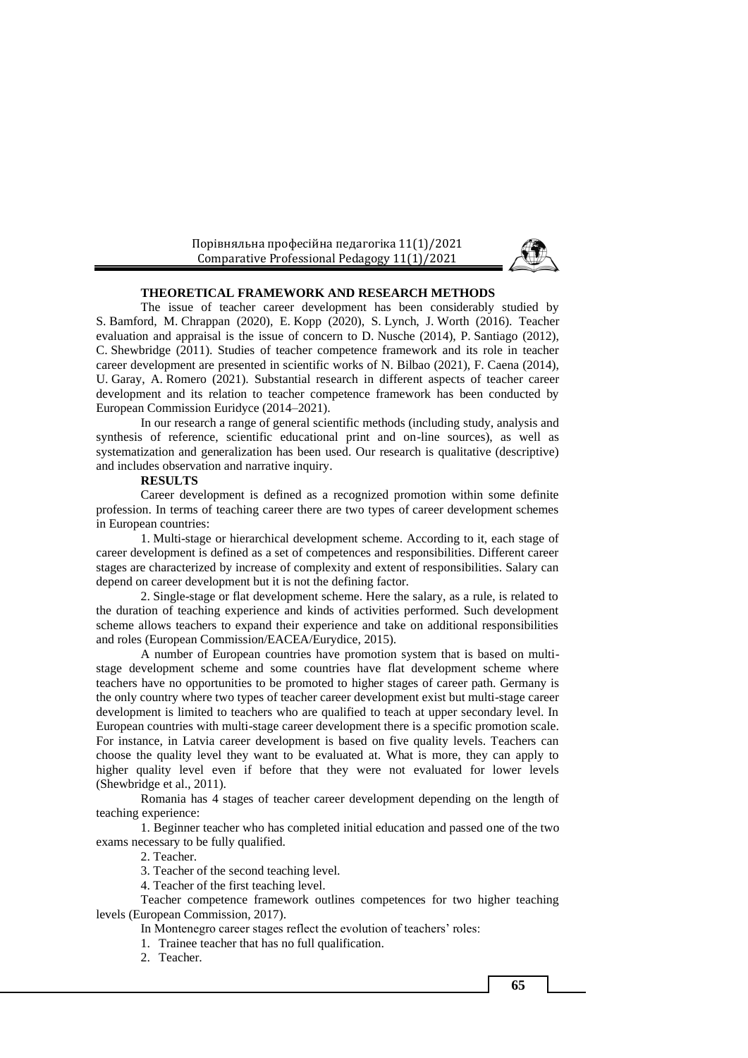## THEORETICAL FRAMEWORK AND RESEARCH METHODS

The issue of teacher career development has been considerably studied by S. Bamford, M. Chrappan (2020), E. Kopp (2020), S. Lynch, J. Worth (2016). Teacher evaluation and appraisal is the issue of concern to D. Nusche (2014), P. Santiago (2012), C. Shewbridge (2011). Studies of teacher competence framework and its role in teacher career development are presented in scientific works of N. Bilbao (2021), F. Caena (2014), U. Garay, A. Romero (2021). Substantial research in different aspects of teacher career development and its relation to teacher competence framework has been conducted by European Commission Euridyce (2014–2021).

In our research a range of general scientific methods (including study, analysis and synthesis of reference, scientific educational print and on-line sources), as well as systematization and generalization has been used. Our research is qualitative (descriptive) and includes observation and narrative inquiry.

## RESULTS

Career development is defined as a recognized promotion within some definite profession. In terms of teaching career there are two types of career development schemes in European countries:

1. Multi-stage or hierarchical development scheme. According to it, each stage of career development is defined as a set of competences and responsibilities. Different career stages are characterized by increase of complexity and extent of responsibilities. Salary can depend on career development but it is not the defining factor.

2. Single-stage or flat development scheme. Here the salary, as a rule, is related to the duration of teaching experience and kinds of activities performed. Such development scheme allows teachers to expand their experience and take on additional responsibilities and roles (European Commission/EACEA/Eurydice, 2015).

A number of European countries have promotion system that is based on multi-stage development scheme and some countries have flat development scheme where teachers have no opportunities to be promoted to higher stages of career path. Germany is the only country where two types of teacher career development exist but multi-stage career development is limited to teachers who are qualified to teach at upper secondary level. In European countries with multi-stage career development there is a specific promotion scale. For instance, in Latvia career development is based on five quality levels. Teachers can choose the quality level they want to be evaluated at. What is more, they can apply to higher quality level even if before that they were not evaluated for lower levels (Shewbridge et al., 2011).

Romania has 4 stages of teacher career development depending on the length of teaching experience:

1. Beginner teacher who has completed initial education and passed one of the two exams necessary to be fully qualified.
2. Teacher.
3. Teacher of the second teaching level.
4. Teacher of the first teaching level.

Teacher competence framework outlines competences for two higher teaching levels (European Commission, 2017).

In Montenegro career stages reflect the evolution of teachers' roles:

1. Trainee teacher that has no full qualification.
2. Teacher.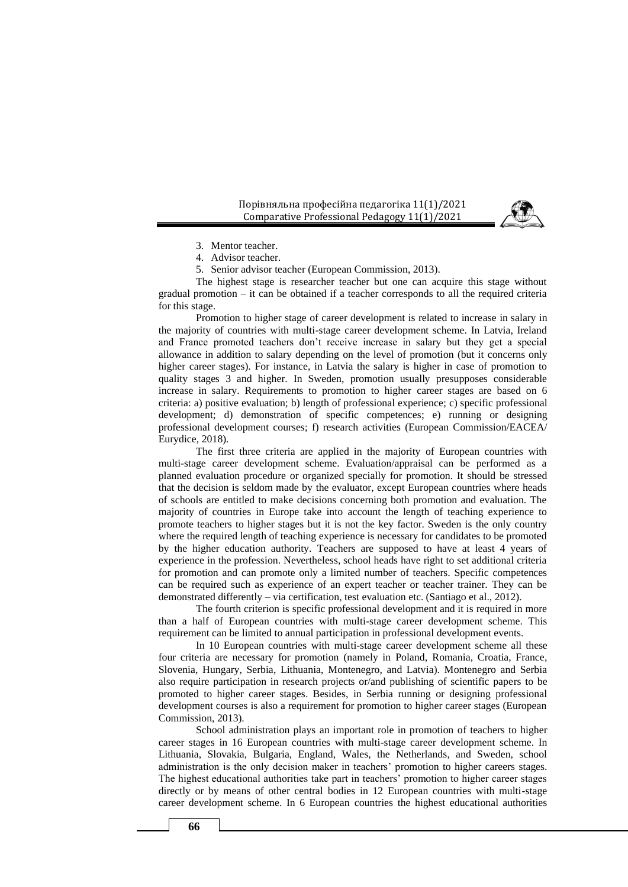3. Mentor teacher.
4. Advisor teacher.
5. Senior advisor teacher (European Commission, 2013).

The highest stage is researcher teacher but one can acquire this stage without gradual promotion – it can be obtained if a teacher corresponds to all the required criteria for this stage.

Promotion to higher stage of career development is related to increase in salary in the majority of countries with multi-stage career development scheme. In Latvia, Ireland and France promoted teachers don't receive increase in salary but they get a special allowance in addition to salary depending on the level of promotion (but it concerns only higher career stages). For instance, in Latvia the salary is higher in case of promotion to quality stages 3 and higher. In Sweden, promotion usually presupposes considerable increase in salary. Requirements to promotion to higher career stages are based on 6 criteria: a) positive evaluation; b) length of professional experience; c) specific professional development; d) demonstration of specific competences; e) running or designing professional development courses; f) research activities (European Commission/EACEA/ Eurydice, 2018).

The first three criteria are applied in the majority of European countries with multi-stage career development scheme. Evaluation/appraisal can be performed as a planned evaluation procedure or organized specially for promotion. It should be stressed that the decision is seldom made by the evaluator, except European countries where heads of schools are entitled to make decisions concerning both promotion and evaluation. The majority of countries in Europe take into account the length of teaching experience to promote teachers to higher stages but it is not the key factor. Sweden is the only country where the required length of teaching experience is necessary for candidates to be promoted by the higher education authority. Teachers are supposed to have at least 4 years of experience in the profession. Nevertheless, school heads have right to set additional criteria for promotion and can promote only a limited number of teachers. Specific competences can be required such as experience of an expert teacher or teacher trainer. They can be demonstrated differently – via certification, test evaluation etc. (Santiago et al., 2012).

The fourth criterion is specific professional development and it is required in more than a half of European countries with multi-stage career development scheme. This requirement can be limited to annual participation in professional development events.

In 10 European countries with multi-stage career development scheme all these four criteria are necessary for promotion (namely in Poland, Romania, Croatia, France, Slovenia, Hungary, Serbia, Lithuania, Montenegro, and Latvia). Montenegro and Serbia also require participation in research projects or/and publishing of scientific papers to be promoted to higher career stages. Besides, in Serbia running or designing professional development courses is also a requirement for promotion to higher career stages (European Commission, 2013).

School administration plays an important role in promotion of teachers to higher career stages in 16 European countries with multi-stage career development scheme. In Lithuania, Slovakia, Bulgaria, England, Wales, the Netherlands, and Sweden, school administration is the only decision maker in teachers' promotion to higher careers stages. The highest educational authorities take part in teachers' promotion to higher career stages directly or by means of other central bodies in 12 European countries with multi-stage career development scheme. In 6 European countries the highest educational authorities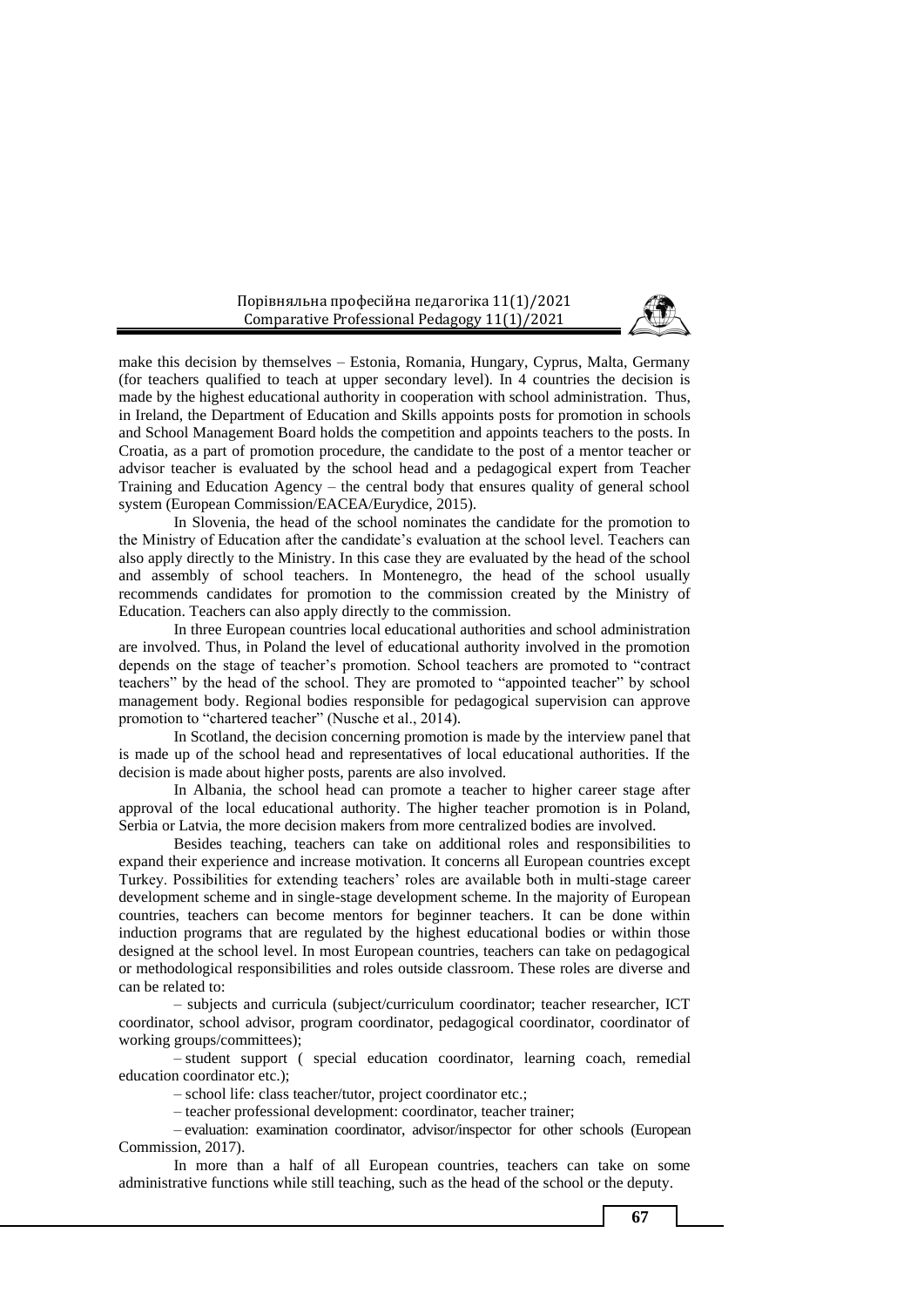make this decision by themselves – Estonia, Romania, Hungary, Cyprus, Malta, Germany (for teachers qualified to teach at upper secondary level). In 4 countries the decision is make by the highest educational authority in cooperation with school administration. Thus, in Ireland, the Department of Education and Skills appoints posts for promotion in schools and School Management Board holds the competition and appoints teachers to the posts. In Croatia, as a part of promotion procedure, the candidate to the post of a mentor teacher or advisor teacher is evaluated by the school head and a pedagogical expert from Teacher Training and Education Agency – the central body that ensures quality of general school system (European Commission/EACEA/Eurydice, 2015).

In Slovenia, the head of the school nominates the candidate for the promotion to the Ministry of Education after the candidate's evaluation at the school level. Teachers can also apply directly to the Ministry. In this case they are evaluated by the head of the school and assembly of school teachers. In Montenegro, the head of the school usually recommends candidates for promotion to the commission created by the Ministry of Education. Teachers can also apply directly to the commission.

In three European countries local educational authorities and school administration are involved. Thus, in Poland the level of educational authority involved in the promotion depends on the stage of teacher's promotion. School teachers are promoted to "contract teachers" by the head of the school. They are promoted to "appointed teacher" by school management body. Regional bodies responsible for pedagogical supervision can approve promotion to "chartered teacher" (Nusche et al., 2014).

In Scotland, the decision concerning promotion is made by the interview panel that is made up of the school head and representatives of local educational authorities. If the decision is made about higher posts, parents are also involved.

In Albania, the school head can promote a teacher to higher career stage after approval of the local educational authority. The higher teacher promotion is in Poland, Serbia or Latvia, the more decision makers from more centralized bodies are involved.

Besides teaching, teachers can take on additional roles and responsibilities to expand their experience and increase motivation. It concerns all European countries except Turkey. Possibilities for extending teachers' roles are available both in multi-stage career development scheme and in single-stage development scheme. In the majority of European countries, teachers can become mentors for beginner teachers. It can be done within induction programs that are regulated by the highest educational bodies or within those designed at the school level. In most European countries, teachers can take on pedagogical or methodological responsibilities and roles outside classroom. These roles are diverse and can be related to:

– subjects and curricula (subject/curriculum coordinator; teacher researcher, ICT coordinator, school advisor, program coordinator, pedagogical coordinator, coordinator of working groups/committees);

– student support ( special education coordinator, learning coach, remedial education coordinator etc.);

– school life: class teacher/tutor, project coordinator etc.;

– teacher professional development: coordinator, teacher trainer;

– evaluation: examination coordinator, advisor/inspector for other schools (European Commission, 2017).

In more than a half of all European countries, teachers can take on some administrative functions while still teaching, such as the head of the school or the deputy.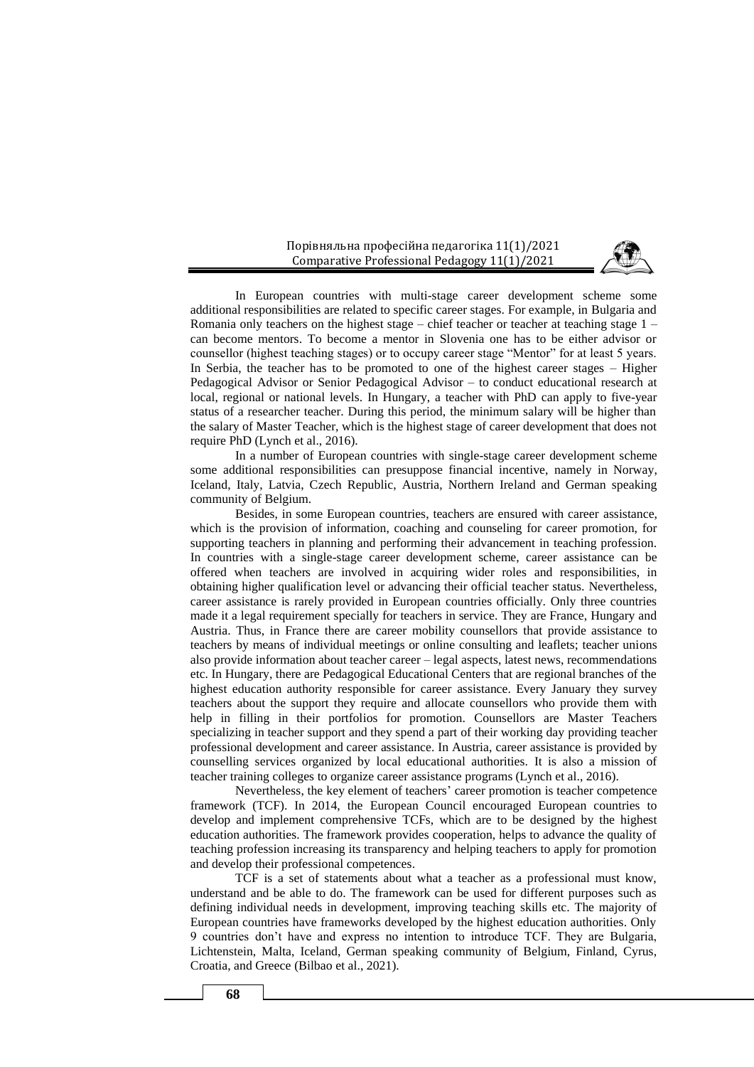In European countries with multi-stage career development scheme some additional responsibilities are related to specific career stages. For example, in Bulgaria and Romania only teachers on the highest stage – chief teacher or teacher at teaching stage 1 – can become mentors. To become a mentor in Slovenia one has to be either advisor or counsellor (highest teaching stages) or to occupy career stage "Mentor" for at least 5 years. In Serbia, the teacher has to be promoted to one of the highest career stages – Higher Pedagogical Advisor or Senior Pedagogical Advisor – to conduct educational research at local, regional or national levels. In Hungary, a teacher with PhD can apply to five-year status of a researcher teacher. During this period, the minimum salary will be higher than the salary of Master Teacher, which is the highest stage of career development that does not require PhD (Lynch et al., 2016).

In a number of European countries with single-stage career development scheme some additional responsibilities can presuppose financial incentive, namely in Norway, Iceland, Italy, Latvia, Czech Republic, Austria, Northern Ireland and German speaking community of Belgium.

Besides, in some European countries, teachers are ensured with career assistance, which is the provision of information, coaching and counseling for career promotion, for supporting teachers in planning and performing their advancement in teaching profession. In countries with a single-stage career development scheme, career assistance can be offered when teachers are involved in acquiring wider roles and responsibilities, in obtaining higher qualification level or advancing their official teacher status. Nevertheless, career assistance is rarely provided in European countries officially. Only three countries made it a legal requirement specially for teachers in service. They are France, Hungary and Austria. Thus, in France there are career mobility counsellors that provide assistance to teachers by means of individual meetings or online consulting and leaflets; teacher unions also provide information about teacher career – legal aspects, latest news, recommendations etc. In Hungary, there are Pedagogical Educational Centers that are regional branches of the highest education authority responsible for career assistance. Every January they survey teachers about the support they require and allocate counsellors who provide them with help in filling in their portfolios for promotion. Counsellors are Master Teachers specializing in teacher support and they spend a part of their working day providing teacher professional development and career assistance. In Austria, career assistance is provided by counselling services organized by local educational authorities. It is also a mission of teacher training colleges to organize career assistance programs (Lynch et al., 2016).

Nevertheless, the key element of teachers' career promotion is teacher competence framework (TCF). In 2014, the European Council encouraged European countries to develop and implement comprehensive TCFs, which are to be designed by the highest education authorities. The framework provides cooperation, helps to advance the quality of teaching profession increasing its transparency and helping teachers to apply for promotion and develop their professional competences.

TCF is a set of statements about what a teacher as a professional must know, understand and be able to do. The framework can be used for different purposes such as defining individual needs in development, improving teaching skills etc. The majority of European countries have frameworks developed by the highest education authorities. Only 9 countries don't have and express no intention to introduce TCF. They are Bulgaria, Lichtenstein, Malta, Iceland, German speaking community of Belgium, Finland, Cyrus, Croatia, and Greece (Bilbao et al., 2021).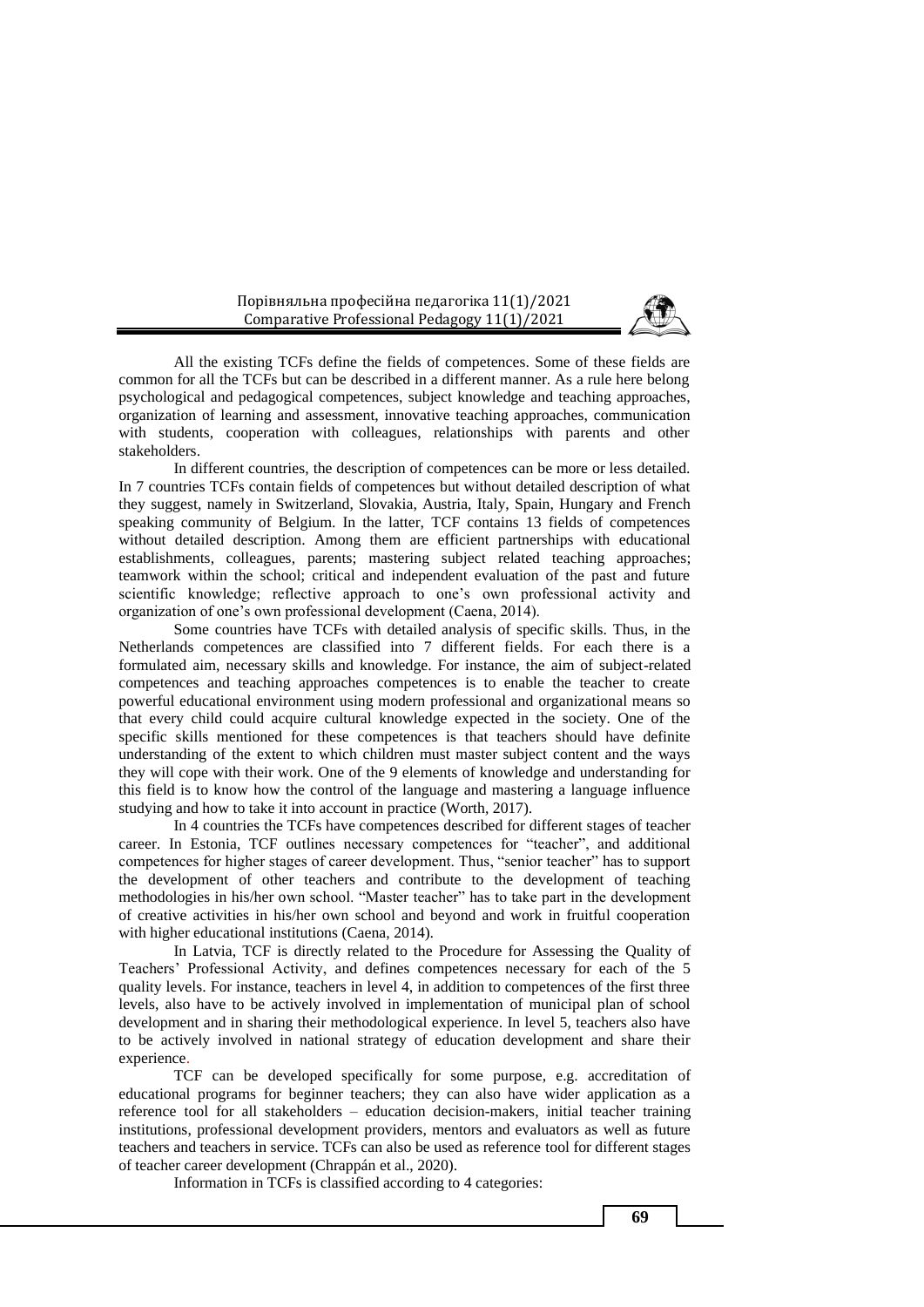All the existing TCFs define the fields of competences. Some of these fields are common for all the TCFs but can be described in a different manner. As a rule here belong psychological and pedagogical competences, subject knowledge and teaching approaches, organization of learning and assessment, innovative teaching approaches, communication with students, cooperation with colleagues, relationships with parents and other stakeholders.

In different countries, the description of competences can be more or less detailed. In 7 countries TCFs contain fields of competences but without detailed description of what they suggest, namely in Switzerland, Slovakia, Austria, Italy, Spain, Hungary and French speaking community of Belgium. In the latter, TCF contains 13 fields of competences without detailed description. Among them are efficient partnerships with educational establishments, colleagues, parents; mastering subject related teaching approaches; teamwork within the school; critical and independent evaluation of the past and future scientific knowledge; reflective approach to one's own professional activity and organization of one's own professional development (Caena, 2014).

Some countries have TCFs with detailed analysis of specific skills. Thus, in the Netherlands competences are classified into 7 different fields. For each there is a formulated aim, necessary skills and knowledge. For instance, the aim of subject-related competences and teaching approaches competences is to enable the teacher to create powerful educational environment using modern professional and organizational means so that every child could acquire cultural knowledge expected in the society. One of the specific skills mentioned for these competences is that teachers should have definite understanding of the extent to which children must master subject content and the ways they will cope with their work. One of the 9 elements of knowledge and understanding for this field is to know how the control of the language and mastering a language influence studying and how to take it into account in practice (Worth, 2017).

In 4 countries the TCFs have competences described for different stages of teacher career. In Estonia, TCF outlines necessary competences for "teacher", and additional competences for higher stages of career development. Thus, "senior teacher" has to support the development of other teachers and contribute to the development of teaching methodologies in his/her own school. "Master teacher" has to take part in the development of creative activities in his/her own school and beyond and work in fruitful cooperation with higher educational institutions (Caena, 2014).

In Latvia, TCF is directly related to the Procedure for Assessing the Quality of Teachers' Professional Activity, and defines competences necessary for each of the 5 quality levels. For instance, teachers in level 4, in addition to competences of the first three levels, also have to be actively involved in implementation of municipal plan of school development and in sharing their methodological experience. In level 5, teachers also have to be actively involved in national strategy of education development and share their experience.

TCF can be developed specifically for some purpose, e.g. accreditation of educational programs for beginner teachers; they can also have wider application as a reference tool for all stakeholders – education decision-makers, initial teacher training institutions, professional development providers, mentors and evaluators as well as future teachers and teachers in service. TCFs can also be used as reference tool for different stages of teacher career development (Chrappán et al., 2020).

Information in TCFs is classified according to 4 categories: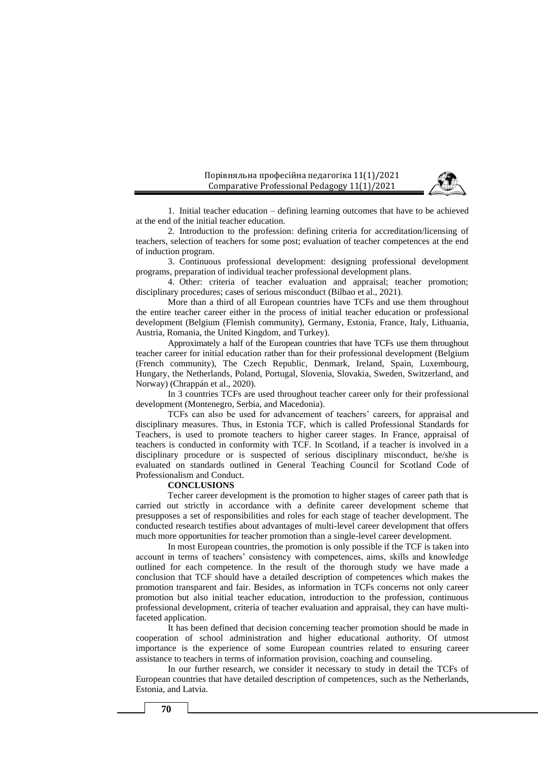1. Initial teacher education – defining learning outcomes that have to be achieved at the end of the initial teacher education.

2. Introduction to the profession: defining criteria for accreditation/licensing of teachers, selection of teachers for some post; evaluation of teacher competences at the end of induction program.

3. Continuous professional development: designing professional development programs, preparation of individual teacher professional development plans.

4. Other: criteria of teacher evaluation and appraisal; teacher promotion; disciplinary procedures; cases of serious misconduct (Bilbao et al., 2021).

More than a third of all European countries have TCFs and use them throughout the entire teacher career either in the process of initial teacher education or professional development (Belgium (Flemish community), Germany, Estonia, France, Italy, Lithuania, Austria, Romania, the United Kingdom, and Turkey).

Approximately a half of the European countries that have TCFs use them throughout teacher career for initial education rather than for their professional development (Belgium (French community), The Czech Republic, Denmark, Ireland, Spain, Luxembourg, Hungary, the Netherlands, Poland, Portugal, Slovenia, Slovakia, Sweden, Switzerland, and Norway) (Chrappán et al., 2020).

In 3 countries TCFs are used throughout teacher career only for their professional development (Montenegro, Serbia, and Macedonia).

TCFs can also be used for advancement of teachers' careers, for appraisal and disciplinary measures. Thus, in Estonia TCF, which is called Professional Standards for Teachers, is used to promote teachers to higher career stages. In France, appraisal of teachers is conducted in conformity with TCF. In Scotland, if a teacher is involved in a disciplinary procedure or is suspected of serious disciplinary misconduct, he/she is evaluated on standards outlined in General Teaching Council for Scotland Code of Professionalism and Conduct.

## CONCLUSIONS

Techer career development is the promotion to higher stages of career path that is carried out strictly in accordance with a definite career development scheme that presupposes a set of responsibilities and roles for each stage of teacher development. The conducted research testifies about advantages of multi-level career development that offers much more opportunities for teacher promotion than a single-level career development.

In most European countries, the promotion is only possible if the TCF is taken into account in terms of teachers' consistency with competences, aims, skills and knowledge outlined for each competence. In the result of the thorough study we have made a conclusion that TCF should have a detailed description of competences which makes the promotion transparent and fair. Besides, as information in TCFs concerns not only career promotion but also initial teacher education, introduction to the profession, continuous professional development, criteria of teacher evaluation and appraisal, they can have multi-faceted application.

It has been defined that decision concerning teacher promotion should be made in cooperation of school administration and higher educational authority. Of utmost importance is the experience of some European countries related to ensuring career assistance to teachers in terms of information provision, coaching and counseling.

In our further research, we consider it necessary to study in detail the TCFs of European countries that have detailed description of competences, such as the Netherlands, Estonia, and Latvia.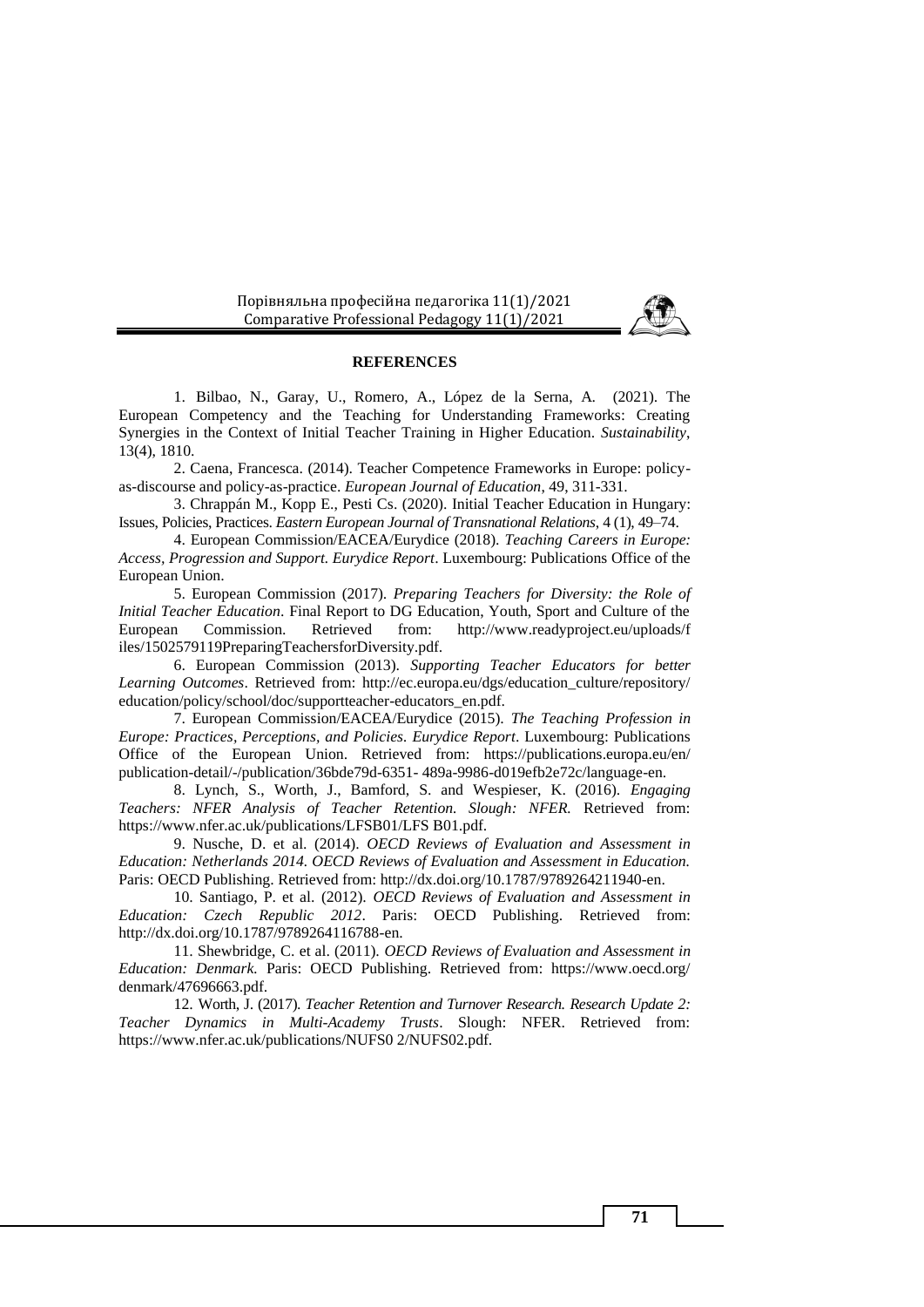**REFERENCES**

1. Bilbao, N., Garay, U., Romero, A., López de la Serna, A. (2021). The European Competency and the Teaching for Understanding Frameworks: Creating Synergies in the Context of Initial Teacher Training in Higher Education. *Sustainability*, 13(4), 1810.

2. Caena, Francesca. (2014). Teacher Competence Frameworks in Europe: policy-as-discourse and policy-as-practice. *European Journal of Education*, 49, 311-331.

3. Chrappán M., Kopp E., Pesti Cs. (2020). Initial Teacher Education in Hungary: Issues, Policies, Practices. *Eastern European Journal of Transnational Relations*, 4 (1), 49–74.

4. European Commission/EACEA/Eurydice (2018). *Teaching Careers in Europe: Access, Progression and Support. Eurydice Report*. Luxembourg: Publications Office of the European Union.

5. European Commission (2017). *Preparing Teachers for Diversity: the Role of Initial Teacher Education*. Final Report to DG Education, Youth, Sport and Culture of the European Commission. Retrieved from: http://www.readyproject.eu/uploads/files/1502579119PreparingTeachersforDiversity.pdf.

6. European Commission (2013). *Supporting Teacher Educators for better Learning Outcomes*. Retrieved from: http://ec.europa.eu/dgs/education_culture/repository/education/policy/school/doc/supportteacher-educators_en.pdf.

7. European Commission/EACEA/Eurydice (2015). *The Teaching Profession in Europe: Practices, Perceptions, and Policies. Eurydice Report*. Luxembourg: Publications Office of the European Union. Retrieved from: https://publications.europa.eu/en/publication-detail/-/publication/36bde79d-6351- 489a-9986-d019efb2e72c/language-en.

8. Lynch, S., Worth, J., Bamford, S. and Wespieser, K. (2016). *Engaging Teachers: NFER Analysis of Teacher Retention. Slough: NFER.* Retrieved from: https://www.nfer.ac.uk/publications/LFSB01/LFS B01.pdf.

9. Nusche, D. et al. (2014). *OECD Reviews of Evaluation and Assessment in Education: Netherlands 2014. OECD Reviews of Evaluation and Assessment in Education.* Paris: OECD Publishing. Retrieved from: http://dx.doi.org/10.1787/9789264211940-en.

10. Santiago, P. et al. (2012). *OECD Reviews of Evaluation and Assessment in Education: Czech Republic 2012*. Paris: OECD Publishing. Retrieved from: http://dx.doi.org/10.1787/9789264116788-en.

11. Shewbridge, C. et al. (2011). *OECD Reviews of Evaluation and Assessment in Education: Denmark.* Paris: OECD Publishing. Retrieved from: https://www.oecd.org/denmark/47696663.pdf.

12. Worth, J. (2017). *Teacher Retention and Turnover Research. Research Update 2: Teacher Dynamics in Multi-Academy Trusts*. Slough: NFER. Retrieved from: https://www.nfer.ac.uk/publications/NUFS0 2/NUFS02.pdf.